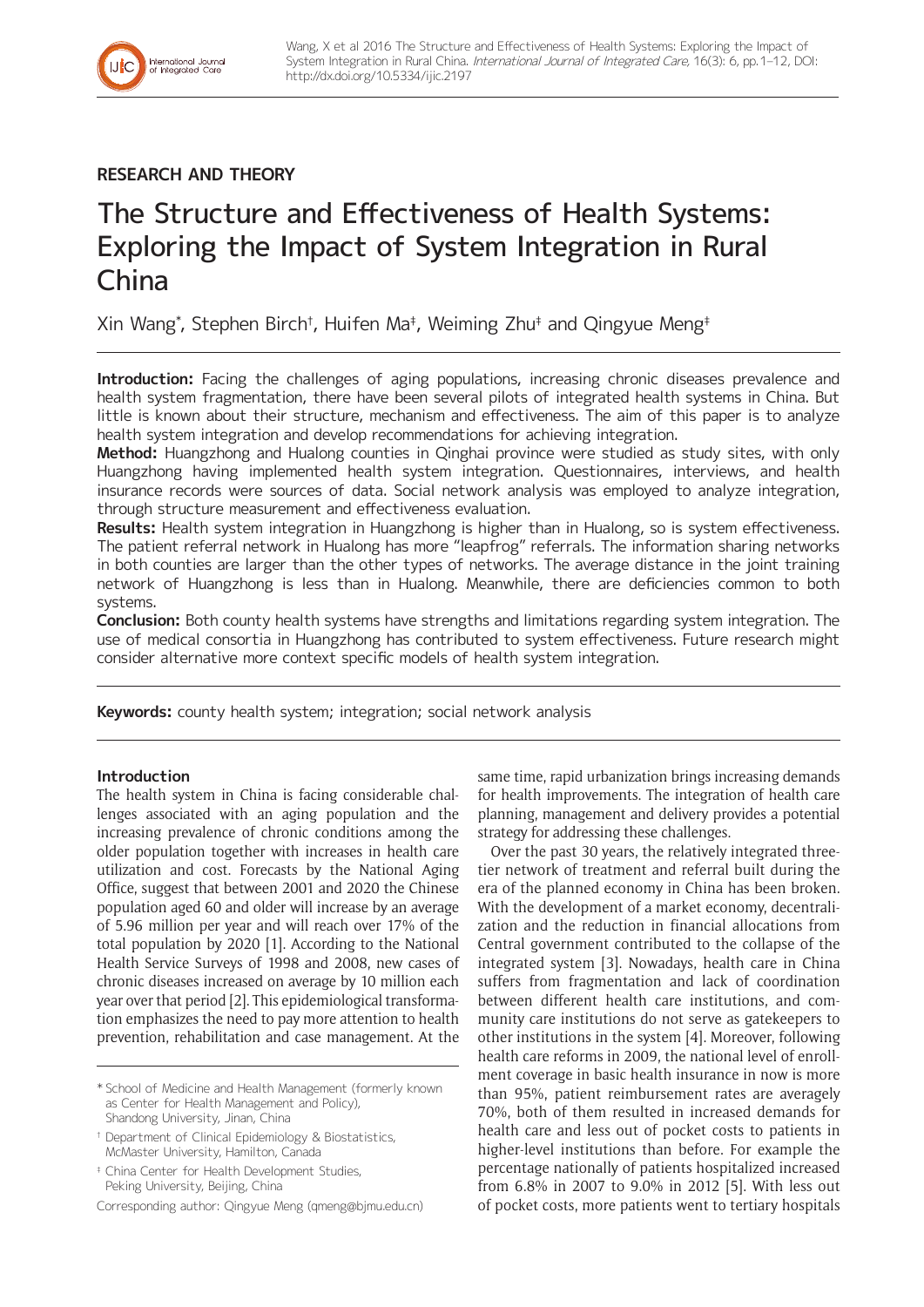## RESEARCH AND THEORY

# The Structure and Effectiveness of Health Systems: Exploring the Impact of System Integration in Rural China

Xin Wang[*], Stephen Birch[†], Huifen Ma[‡], Weiming Zhu[‡] and Qingyue Meng[‡]

**Introduction:** Facing the challenges of aging populations, increasing chronic diseases prevalence and health system fragmentation, there have been several pilots of integrated health systems in China. But little is known about their structure, mechanism and effectiveness. The aim of this paper is to analyze health system integration and develop recommendations for achieving integration.

**Method:** Huangzhong and Hualong counties in Qinghai province were studied as study sites, with only Huangzhong having implemented health system integration. Questionnaires, interviews, and health insurance records were sources of data. Social network analysis was employed to analyze integration, through structure measurement and effectiveness evaluation.

**Results:** Health system integration in Huangzhong is higher than in Hualong, so is system effectiveness. The patient referral network in Hualong has more "leapfrog" referrals. The information sharing networks in both counties are larger than the other types of networks. The average distance in the joint training network of Huangzhong is less than in Hualong. Meanwhile, there are deficiencies common to both systems.

**Conclusion:** Both county health systems have strengths and limitations regarding system integration. The use of medical consortia in Huangzhong has contributed to system effectiveness. Future research might consider alternative more context specific models of health system integration.

**Keywords:** county health system; integration; social network analysis

### Introduction

The health system in China is facing considerable challenges associated with an aging population and the increasing prevalence of chronic conditions among the older population together with increases in health care utilization and cost. Forecasts by the National Aging Office, suggest that between 2001 and 2020 the Chinese population aged 60 and older will increase by an average of 5.96 million per year and will reach over 17% of the total population by 2020 [1]. According to the National Health Service Surveys of 1998 and 2008, new cases of chronic diseases increased on average by 10 million each year over that period [2]. This epidemiological transformation emphasizes the need to pay more attention to health prevention, rehabilitation and case management. At the same time, rapid urbanization brings increasing demands for health improvements. The integration of health care planning, management and delivery provides a potential strategy for addressing these challenges.

Over the past 30 years, the relatively integrated three-tier network of treatment and referral built during the era of the planned economy in China has been broken. With the development of a market economy, decentralization and the reduction in financial allocations from Central government contributed to the collapse of the integrated system [3]. Nowadays, health care in China suffers from fragmentation and lack of coordination between different health care institutions, and community care institutions do not serve as gatekeepers to other institutions in the system [4]. Moreover, following health care reforms in 2009, the national level of enrollment coverage in basic health insurance in now is more than 95%, patient reimbursement rates are averagely 70%, both of them resulted in increased demands for health care and less out of pocket costs to patients in higher-level institutions than before. For example the percentage nationally of patients hospitalized increased from 6.8% in 2007 to 9.0% in 2012 [5]. With less out of pocket costs, more patients went to tertiary hospitals

---

[*] School of Medicine and Health Management (formerly known as Center for Health Management and Policy), Shandong University, Jinan, China

[†] Department of Clinical Epidemiology & Biostatistics, McMaster University, Hamilton, Canada

[‡] China Center for Health Development Studies, Peking University, Beijing, China

Corresponding author: Qingyue Meng (qmeng@bjmu.edu.cn)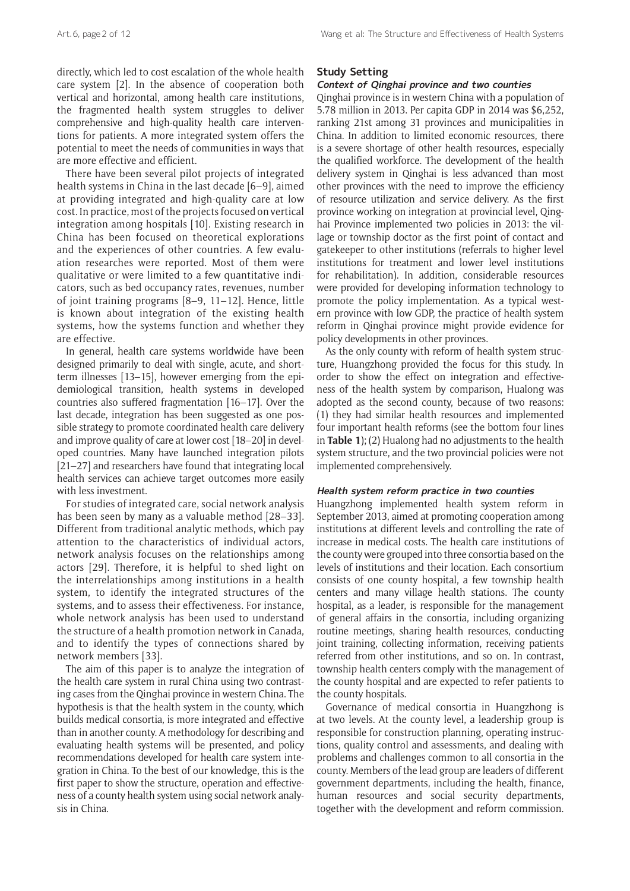directly, which led to cost escalation of the whole health care system [2]. In the absence of cooperation both vertical and horizontal, among health care institutions, the fragmented health system struggles to deliver comprehensive and high-quality health care interventions for patients. A more integrated system offers the potential to meet the needs of communities in ways that are more effective and efficient.

There have been several pilot projects of integrated health systems in China in the last decade [6–9], aimed at providing integrated and high-quality care at low cost. In practice, most of the projects focused on vertical integration among hospitals [10]. Existing research in China has been focused on theoretical explorations and the experiences of other countries. A few evaluation researches were reported. Most of them were qualitative or were limited to a few quantitative indicators, such as bed occupancy rates, revenues, number of joint training programs [8–9, 11–12]. Hence, little is known about integration of the existing health systems, how the systems function and whether they are effective.

In general, health care systems worldwide have been designed primarily to deal with single, acute, and short-term illnesses [13–15], however emerging from the epidemiological transition, health systems in developed countries also suffered fragmentation [16–17]. Over the last decade, integration has been suggested as one possible strategy to promote coordinated health care delivery and improve quality of care at lower cost [18–20] in developed countries. Many have launched integration pilots [21–27] and researchers have found that integrating local health services can achieve target outcomes more easily with less investment.

For studies of integrated care, social network analysis has been seen by many as a valuable method [28–33]. Different from traditional analytic methods, which pay attention to the characteristics of individual actors, network analysis focuses on the relationships among actors [29]. Therefore, it is helpful to shed light on the interrelationships among institutions in a health system, to identify the integrated structures of the systems, and to assess their effectiveness. For instance, whole network analysis has been used to understand the structure of a health promotion network in Canada, and to identify the types of connections shared by network members [33].

The aim of this paper is to analyze the integration of the health care system in rural China using two contrasting cases from the Qinghai province in western China. The hypothesis is that the health system in the county, which builds medical consortia, is more integrated and effective than in another county. A methodology for describing and evaluating health systems will be presented, and policy recommendations developed for health care system integration in China. To the best of our knowledge, this is the first paper to show the structure, operation and effectiveness of a county health system using social network analysis in China.

## Study Setting

### *Context of Qinghai province and two counties*

Qinghai province is in western China with a population of 5.78 million in 2013. Per capita GDP in 2014 was $6,252, ranking 21st among 31 provinces and municipalities in China. In addition to limited economic resources, there is a severe shortage of other health resources, especially the qualified workforce. The development of the health delivery system in Qinghai is less advanced than most other provinces with the need to improve the efficiency of resource utilization and service delivery. As the first province working on integration at provincial level, Qinghai Province implemented two policies in 2013: the village or township doctor as the first point of contact and gatekeeper to other institutions (referrals to higher level institutions for treatment and lower level institutions for rehabilitation). In addition, considerable resources were provided for developing information technology to promote the policy implementation. As a typical western province with low GDP, the practice of health system reform in Qinghai province might provide evidence for policy developments in other provinces.

As the only county with reform of health system structure, Huangzhong provided the focus for this study. In order to show the effect on integration and effectiveness of the health system by comparison, Hualong was adopted as the second county, because of two reasons: (1) they had similar health resources and implemented four important health reforms (see the bottom four lines in **Table 1**); (2) Hualong had no adjustments to the health system structure, and the two provincial policies were not implemented comprehensively.

### *Health system reform practice in two counties*

Huangzhong implemented health system reform in September 2013, aimed at promoting cooperation among institutions at different levels and controlling the rate of increase in medical costs. The health care institutions of the county were grouped into three consortia based on the levels of institutions and their location. Each consortium consists of one county hospital, a few township health centers and many village health stations. The county hospital, as a leader, is responsible for the management of general affairs in the consortia, including organizing routine meetings, sharing health resources, conducting joint training, collecting information, receiving patients referred from other institutions, and so on. In contrast, township health centers comply with the management of the county hospital and are expected to refer patients to the county hospitals.

Governance of medical consortia in Huangzhong is at two levels. At the county level, a leadership group is responsible for construction planning, operating instructions, quality control and assessments, and dealing with problems and challenges common to all consortia in the county. Members of the lead group are leaders of different government departments, including the health, finance, human resources and social security departments, together with the development and reform commission.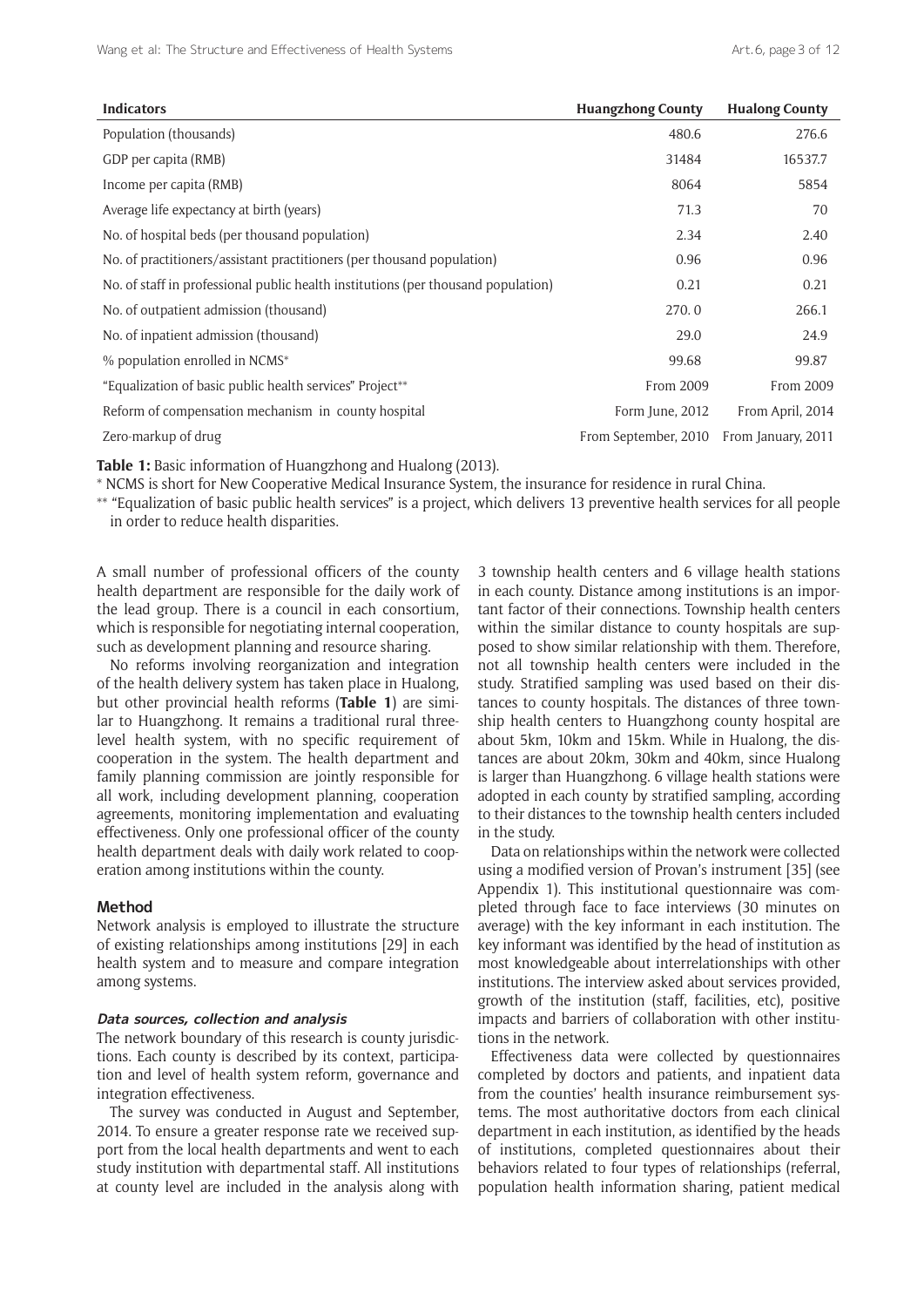| Indicators | Huangzhong County | Hualong County |
|---|---|---|
| Population (thousands) | 480.6 | 276.6 |
| GDP per capita (RMB) | 31484 | 16537.7 |
| Income per capita (RMB) | 8064 | 5854 |
| Average life expectancy at birth (years) | 71.3 | 70 |
| No. of hospital beds (per thousand population) | 2.34 | 2.40 |
| No. of practitioners/assistant practitioners (per thousand population) | 0.96 | 0.96 |
| No. of staff in professional public health institutions (per thousand population) | 0.21 | 0.21 |
| No. of outpatient admission (thousand) | 270. 0 | 266.1 |
| No. of inpatient admission (thousand) | 29.0 | 24.9 |
| % population enrolled in NCMS* | 99.68 | 99.87 |
| "Equalization of basic public health services" Project** | From 2009 | From 2009 |
| Reform of compensation mechanism in county hospital | Form June, 2012 | From April, 2014 |
| Zero-markup of drug | From September, 2010 | From January, 2011 |

**Table 1:** Basic information of Huangzhong and Hualong (2013).

* NCMS is short for New Cooperative Medical Insurance System, the insurance for residence in rural China.

** "Equalization of basic public health services" is a project, which delivers 13 preventive health services for all people in order to reduce health disparities.

A small number of professional officers of the county health department are responsible for the daily work of the lead group. There is a council in each consortium, which is responsible for negotiating internal cooperation, such as development planning and resource sharing.

No reforms involving reorganization and integration of the health delivery system has taken place in Hualong, but other provincial health reforms (**Table 1**) are similar to Huangzhong. It remains a traditional rural three-level health system, with no specific requirement of cooperation in the system. The health department and family planning commission are jointly responsible for all work, including development planning, cooperation agreements, monitoring implementation and evaluating effectiveness. Only one professional officer of the county health department deals with daily work related to cooperation among institutions within the county.

## Method

Network analysis is employed to illustrate the structure of existing relationships among institutions [29] in each health system and to measure and compare integration among systems.

### Data sources, collection and analysis

The network boundary of this research is county jurisdictions. Each county is described by its context, participation and level of health system reform, governance and integration effectiveness.

The survey was conducted in August and September, 2014. To ensure a greater response rate we received support from the local health departments and went to each study institution with departmental staff. All institutions at county level are included in the analysis along with 3 township health centers and 6 village health stations in each county. Distance among institutions is an important factor of their connections. Township health centers within the similar distance to county hospitals are supposed to show similar relationship with them. Therefore, not all township health centers were included in the study. Stratified sampling was used based on their distances to county hospitals. The distances of three township health centers to Huangzhong county hospital are about 5km, 10km and 15km. While in Hualong, the distances are about 20km, 30km and 40km, since Hualong is larger than Huangzhong. 6 village health stations were adopted in each county by stratified sampling, according to their distances to the township health centers included in the study.

Data on relationships within the network were collected using a modified version of Provan's instrument [35] (see Appendix 1). This institutional questionnaire was completed through face to face interviews (30 minutes on average) with the key informant in each institution. The key informant was identified by the head of institution as most knowledgeable about interrelationships with other institutions. The interview asked about services provided, growth of the institution (staff, facilities, etc), positive impacts and barriers of collaboration with other institutions in the network.

Effectiveness data were collected by questionnaires completed by doctors and patients, and inpatient data from the counties' health insurance reimbursement systems. The most authoritative doctors from each clinical department in each institution, as identified by the heads of institutions, completed questionnaires about their behaviors related to four types of relationships (referral, population health information sharing, patient medical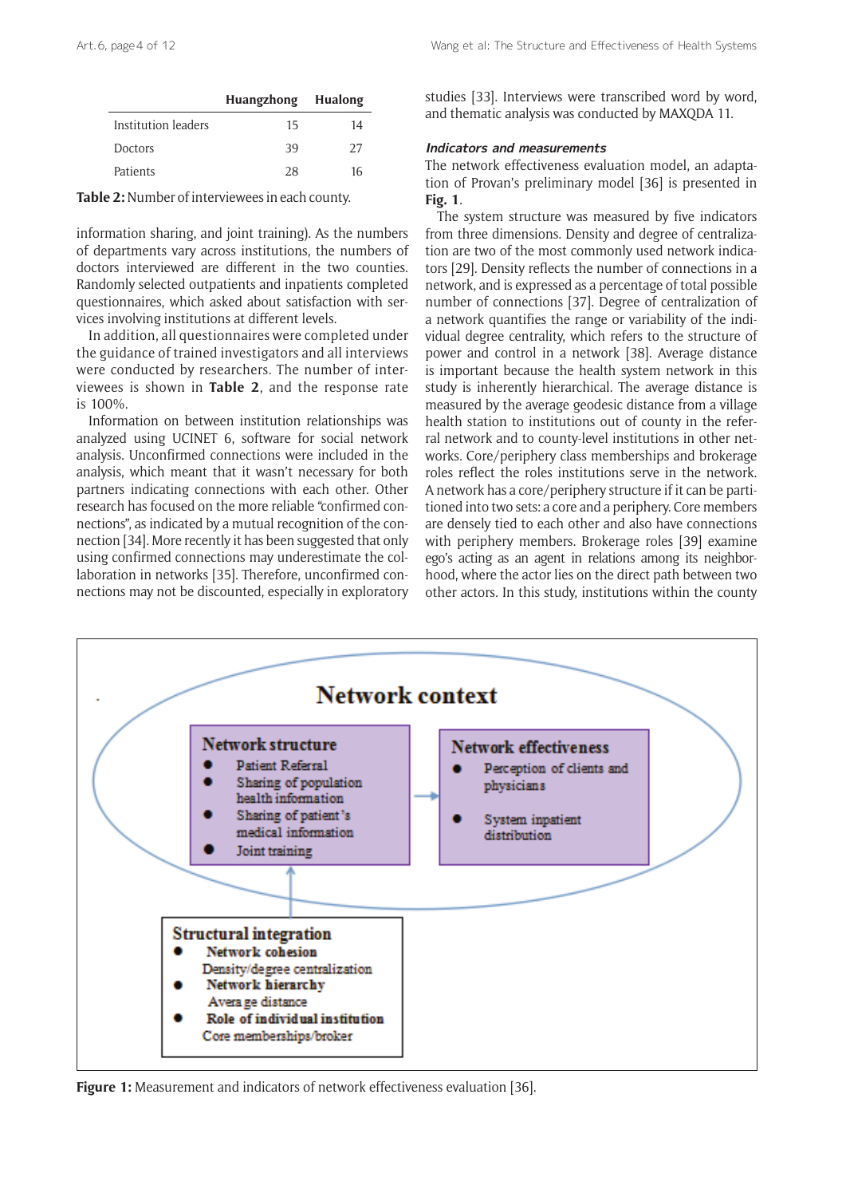|  | Huangzhong | Hualong |
|---|---|---|
| Institution leaders | 15 | 14 |
| Doctors | 39 | 27 |
| Patients | 28 | 16 |

**Table 2:** Number of interviewees in each county.

information sharing, and joint training). As the numbers of departments vary across institutions, the numbers of doctors interviewed are different in the two counties. Randomly selected outpatients and inpatients completed questionnaires, which asked about satisfaction with services involving institutions at different levels.

In addition, all questionnaires were completed under the guidance of trained investigators and all interviews were conducted by researchers. The number of interviewees is shown in **Table 2**, and the response rate is 100%.

Information on between institution relationships was analyzed using UCINET 6, software for social network analysis. Unconfirmed connections were included in the analysis, which meant that it wasn't necessary for both partners indicating connections with each other. Other research has focused on the more reliable "confirmed connections", as indicated by a mutual recognition of the connection [34]. More recently it has been suggested that only using confirmed connections may underestimate the collaboration in networks [35]. Therefore, unconfirmed connections may not be discounted, especially in exploratory studies [33]. Interviews were transcribed word by word, and thematic analysis was conducted by MAXQDA 11.

#### *Indicators and measurements*

The network effectiveness evaluation model, an adaptation of Provan's preliminary model [36] is presented in **Fig. 1**.

The system structure was measured by five indicators from three dimensions. Density and degree of centralization are two of the most commonly used network indicators [29]. Density reflects the number of connections in a network, and is expressed as a percentage of total possible number of connections [37]. Degree of centralization of a network quantifies the range or variability of the individual degree centrality, which refers to the structure of power and control in a network [38]. Average distance is important because the health system network in this study is inherently hierarchical. The average distance is measured by the average geodesic distance from a village health station to institutions out of county in the referral network and to county-level institutions in other networks. Core/periphery class memberships and brokerage roles reflect the roles institutions serve in the network. A network has a core/periphery structure if it can be partitioned into two sets: a core and a periphery. Core members are densely tied to each other and also have connections with periphery members. Brokerage roles [39] examine ego's acting as an agent in relations among its neighborhood, where the actor lies on the direct path between two other actors. In this study, institutions within the county

**Network context**

**Network structure**
- Patient Referral
- Sharing of population health information
- Sharing of patient's medical information
- Joint training

**Network effectiveness**
- Perception of clients and physicians
- System inpatient distribution

**Structural integration**
- **Network cohesion**
  Density/degree centralization
- **Network hierarchy**
  Average distance
- **Role of individual institution**
  Core memberships/broker

**Figure 1:** Measurement and indicators of network effectiveness evaluation [36].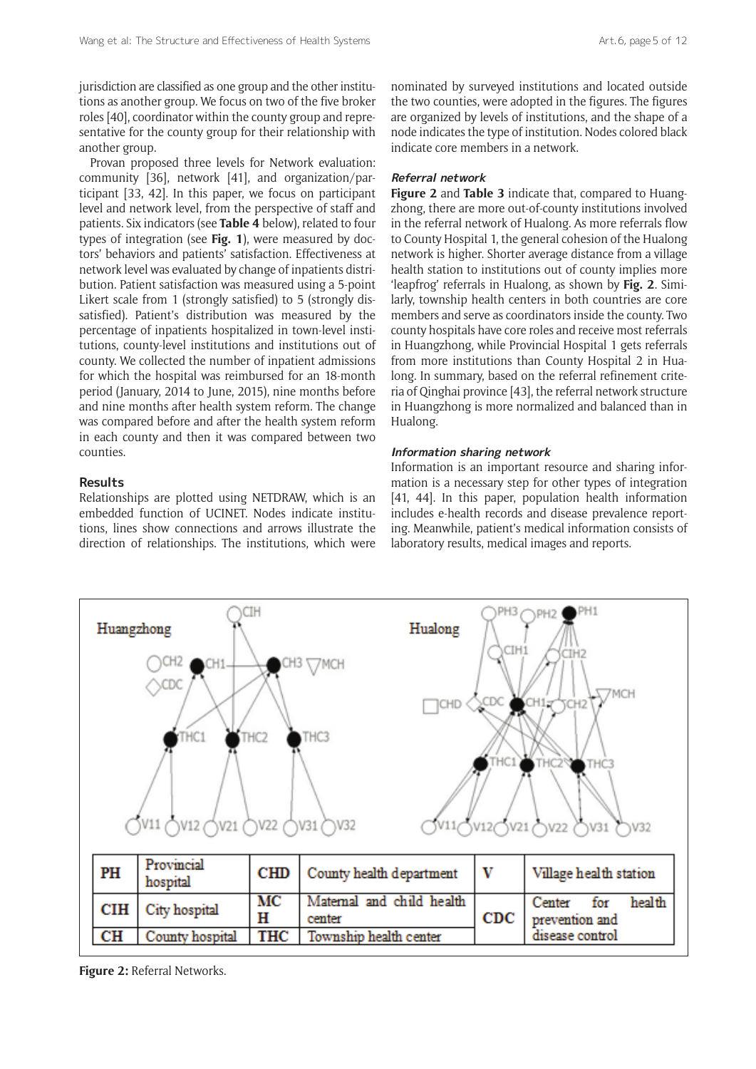jurisdiction are classified as one group and the other institutions as another group. We focus on two of the five broker roles [40], coordinator within the county group and representative for the county group for their relationship with another group.

Provan proposed three levels for Network evaluation: community [36], network [41], and organization/participant [33, 42]. In this paper, we focus on participant level and network level, from the perspective of staff and patients. Six indicators (see **Table 4** below), related to four types of integration (see **Fig. 1**), were measured by doctors' behaviors and patients' satisfaction. Effectiveness at network level was evaluated by change of inpatients distribution. Patient satisfaction was measured using a 5-point Likert scale from 1 (strongly satisfied) to 5 (strongly dissatisfied). Patient's distribution was measured by the percentage of inpatients hospitalized in town-level institutions, county-level institutions and institutions out of county. We collected the number of inpatient admissions for which the hospital was reimbursed for an 18-month period (January, 2014 to June, 2015), nine months before and nine months after health system reform. The change was compared before and after the health system reform in each county and then it was compared between two counties.

## Results

Relationships are plotted using NETDRAW, which is an embedded function of UCINET. Nodes indicate institutions, lines show connections and arrows illustrate the direction of relationships. The institutions, which were nominated by surveyed institutions and located outside the two counties, were adopted in the figures. The figures are organized by levels of institutions, and the shape of a node indicates the type of institution. Nodes colored black indicate core members in a network.

### *Referral network*

**Figure 2** and **Table 3** indicate that, compared to Huangzhong, there are more out-of-county institutions involved in the referral network of Hualong. As more referrals flow to County Hospital 1, the general cohesion of the Hualong network is higher. Shorter average distance from a village health station to institutions out of county implies more 'leapfrog' referrals in Hualong, as shown by **Fig. 2**. Similarly, township health centers in both countries are core members and serve as coordinators inside the county. Two county hospitals have core roles and receive most referrals in Huangzhong, while Provincial Hospital 1 gets referrals from more institutions than County Hospital 2 in Hualong. In summary, based on the referral refinement criteria of Qinghai province [43], the referral network structure in Huangzhong is more normalized and balanced than in Hualong.

### *Information sharing network*

Information is an important resource and sharing information is a necessary step for other types of integration [41, 44]. In this paper, population health information includes e-health records and disease prevalence reporting. Meanwhile, patient's medical information consists of laboratory results, medical images and reports.

| PH | Provincial hospital | CHD | County health department | V | Village health station |
|---|---|---|---|---|---|
| CIH | City hospital | MCH | Maternal and child health center | CDC | Center for health prevention and disease control |
| CH | County hospital | THC | Township health center | | |

**Figure 2:** Referral Networks.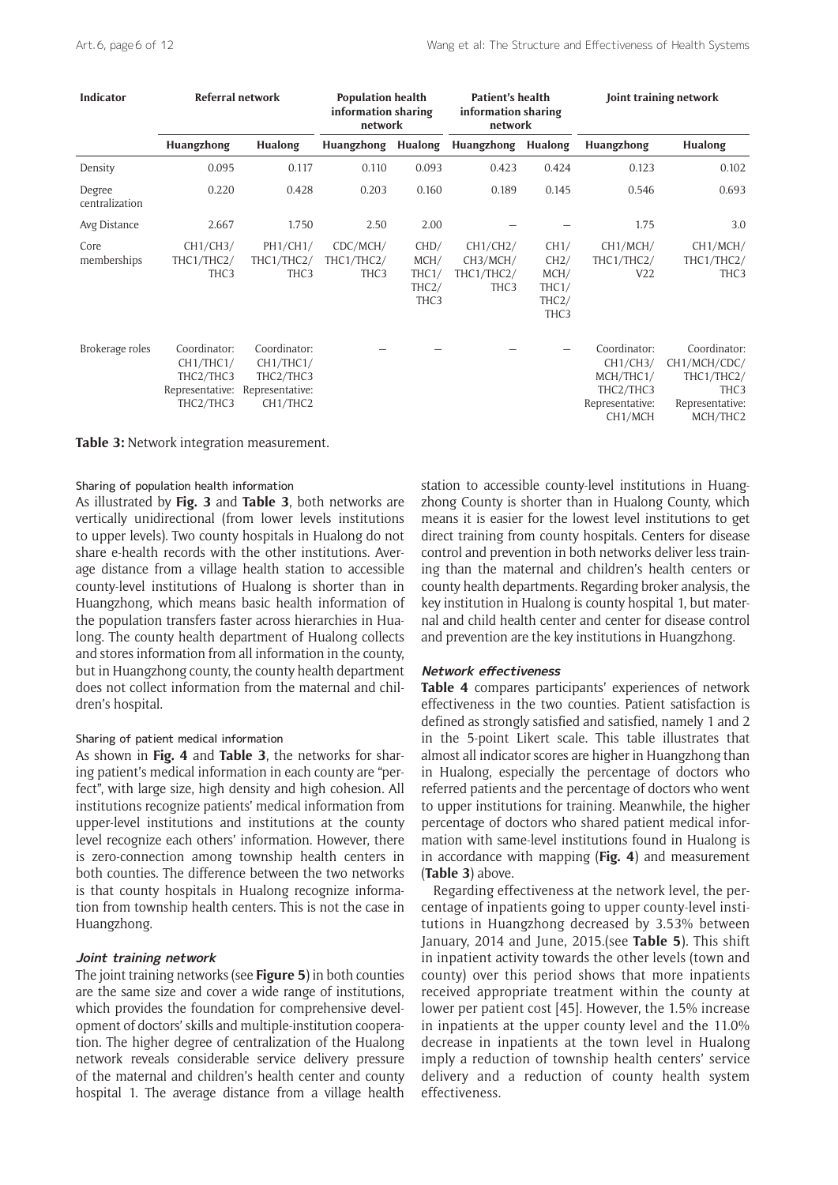| Indicator | Referral network | | Population health information sharing network | | Patient's health information sharing network | | Joint training network | |
|---|---|---|---|---|---|---|---|---|
| | Huangzhong | Hualong | Huangzhong | Hualong | Huangzhong | Hualong | Huangzhong | Hualong |
| Density | 0.095 | 0.117 | 0.110 | 0.093 | 0.423 | 0.424 | 0.123 | 0.102 |
| Degree centralization | 0.220 | 0.428 | 0.203 | 0.160 | 0.189 | 0.145 | 0.546 | 0.693 |
| Avg Distance | 2.667 | 1.750 | 2.50 | 2.00 | – | – | 1.75 | 3.0 |
| Core memberships | CH1/CH3/ THC1/THC2/ THC3 | PH1/CH1/ THC1/THC2/ THC3 | CDC/MCH/ THC1/THC2/ THC3 | CHD/ MCH/ THC1/ THC2/ THC3 | CH1/CH2/ CH3/MCH/ THC1/THC2/ THC3 | CH1/ CH2/ MCH/ THC1/ THC2/ THC3 | CH1/MCH/ THC1/THC2/ V22 | CH1/MCH/ THC1/THC2/ THC3 |
| Brokerage roles | Coordinator: CH1/THC1/ THC2/THC3 Representative: THC2/THC3 | Coordinator: CH1/THC1/ THC2/THC3 Representative: CH1/THC2 | – | – | – | – | Coordinator: CH1/CH3/ MCH/THC1/ THC2/THC3 Representative: CH1/MCH | Coordinator: CH1/MCH/CDC/ THC1/THC2/ THC3 Representative: MCH/THC2 |

**Table 3:** Network integration measurement.

#### Sharing of population health information

As illustrated by **Fig. 3** and **Table 3**, both networks are vertically unidirectional (from lower levels institutions to upper levels). Two county hospitals in Hualong do not share e-health records with the other institutions. Average distance from a village health station to accessible county-level institutions of Hualong is shorter than in Huangzhong, which means basic health information of the population transfers faster across hierarchies in Hualong. The county health department of Hualong collects and stores information from all information in the county, but in Huangzhong county, the county health department does not collect information from the maternal and children's hospital.

#### Sharing of patient medical information

As shown in **Fig. 4** and **Table 3**, the networks for sharing patient's medical information in each county are "perfect", with large size, high density and high cohesion. All institutions recognize patients' medical information from upper-level institutions and institutions at the county level recognize each others' information. However, there is zero-connection among township health centers in both counties. The difference between the two networks is that county hospitals in Hualong recognize information from township health centers. This is not the case in Huangzhong.

#### *Joint training network*

The joint training networks (see **Figure 5**) in both counties are the same size and cover a wide range of institutions, which provides the foundation for comprehensive development of doctors' skills and multiple-institution cooperation. The higher degree of centralization of the Hualong network reveals considerable service delivery pressure of the maternal and children's health center and county hospital 1. The average distance from a village health station to accessible county-level institutions in Huangzhong County is shorter than in Hualong County, which means it is easier for the lowest level institutions to get direct training from county hospitals. Centers for disease control and prevention in both networks deliver less training than the maternal and children's health centers or county health departments. Regarding broker analysis, the key institution in Hualong is county hospital 1, but maternal and child health center and center for disease control and prevention are the key institutions in Huangzhong.

#### *Network effectiveness*

**Table 4** compares participants' experiences of network effectiveness in the two counties. Patient satisfaction is defined as strongly satisfied and satisfied, namely 1 and 2 in the 5-point Likert scale. This table illustrates that almost all indicator scores are higher in Huangzhong than in Hualong, especially the percentage of doctors who referred patients and the percentage of doctors who went to upper institutions for training. Meanwhile, the higher percentage of doctors who shared patient medical information with same-level institutions found in Hualong is in accordance with mapping (**Fig. 4**) and measurement (**Table 3**) above.

Regarding effectiveness at the network level, the percentage of inpatients going to upper county-level institutions in Huangzhong decreased by 3.53% between January, 2014 and June, 2015.(see **Table 5**). This shift in inpatient activity towards the other levels (town and county) over this period shows that more inpatients received appropriate treatment within the county at lower per patient cost [45]. However, the 1.5% increase in inpatients at the upper county level and the 11.0% decrease in inpatients at the town level in Hualong imply a reduction of township health centers' service delivery and a reduction of county health system effectiveness.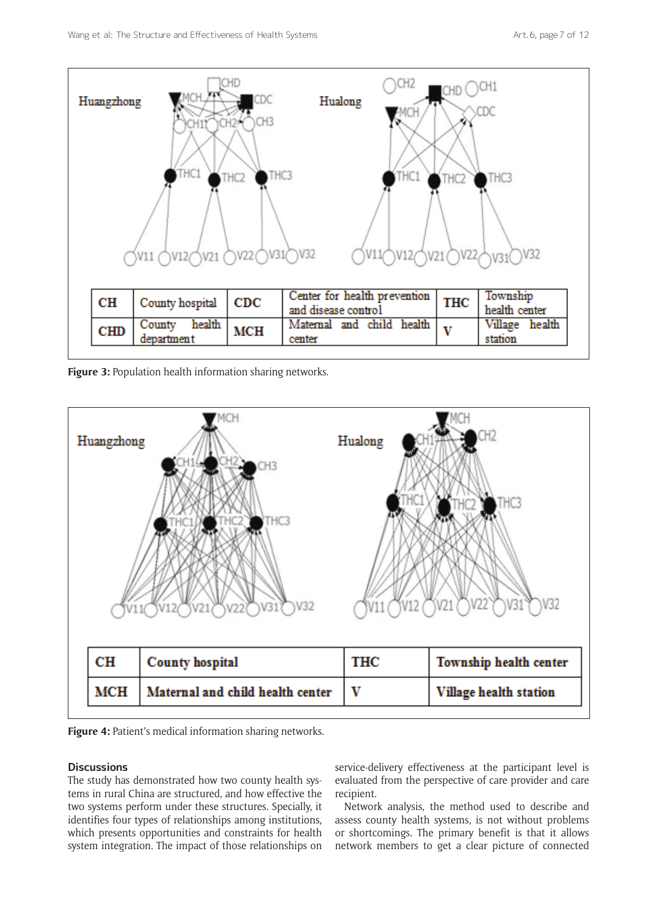| CH | County hospital | CDC | Center for health prevention and disease control | THC | Township health center |
|---|---|---|---|---|---|
| CHD | County health department | MCH | Maternal and child health center | V | Village health station |

**Figure 3:** Population health information sharing networks.

| CH | County hospital | THC | Township health center |
|---|---|---|---|
| MCH | Maternal and child health center | V | Village health station |

**Figure 4:** Patient's medical information sharing networks.

### Discussions

The study has demonstrated how two county health systems in rural China are structured, and how effective the two systems perform under these structures. Specially, it identifies four types of relationships among institutions, which presents opportunities and constraints for health system integration. The impact of those relationships on service-delivery effectiveness at the participant level is evaluated from the perspective of care provider and care recipient.

Network analysis, the method used to describe and assess county health systems, is not without problems or shortcomings. The primary benefit is that it allows network members to get a clear picture of connected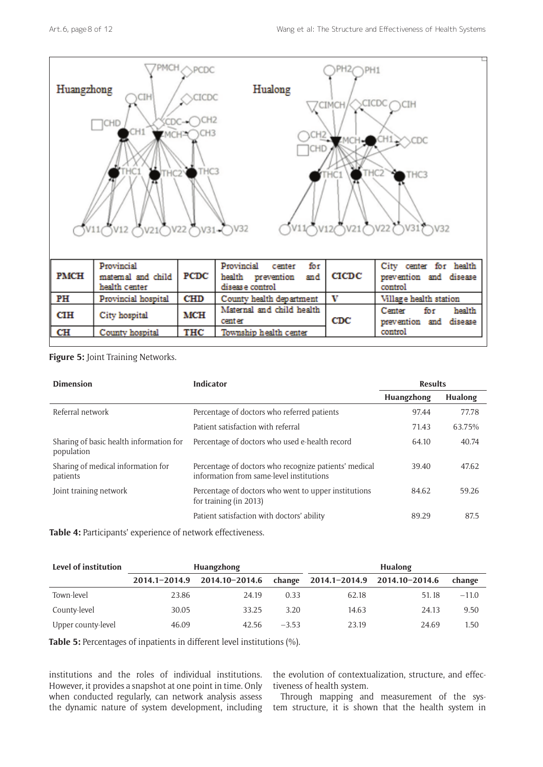**Figure 5:** Joint Training Networks.

| Dimension | Indicator | Results | |
|---|---|---|---|
| | | Huangzhong | Hualong |
| Referral network | Percentage of doctors who referred patients | 97.44 | 77.78 |
| | Patient satisfaction with referral | 71.43 | 63.75% |
| Sharing of basic health information for population | Percentage of doctors who used e-health record | 64.10 | 40.74 |
| Sharing of medical information for patients | Percentage of doctors who recognize patients' medical information from same-level institutions | 39.40 | 47.62 |
| Joint training network | Percentage of doctors who went to upper institutions for training (in 2013) | 84.62 | 59.26 |
| | Patient satisfaction with doctors' ability | 89.29 | 87.5 |

**Table 4:** Participants' experience of network effectiveness.

| Level of institution | Huangzhong | | | Hualong | | |
|---|---|---|---|---|---|---|
| | 2014.1–2014.9 | 2014.10–2014.6 | change | 2014.1–2014.9 | 2014.10–2014.6 | change |
| Town-level | 23.86 | 24.19 | 0.33 | 62.18 | 51.18 | −11.0 |
| County-level | 30.05 | 33.25 | 3.20 | 14.63 | 24.13 | 9.50 |
| Upper county-level | 46.09 | 42.56 | −3.53 | 23.19 | 24.69 | 1.50 |

**Table 5:** Percentages of inpatients in different level institutions (%).

institutions and the roles of individual institutions. However, it provides a snapshot at one point in time. Only when conducted regularly, can network analysis assess the dynamic nature of system development, including the evolution of contextualization, structure, and effectiveness of health system.

Through mapping and measurement of the system structure, it is shown that the health system in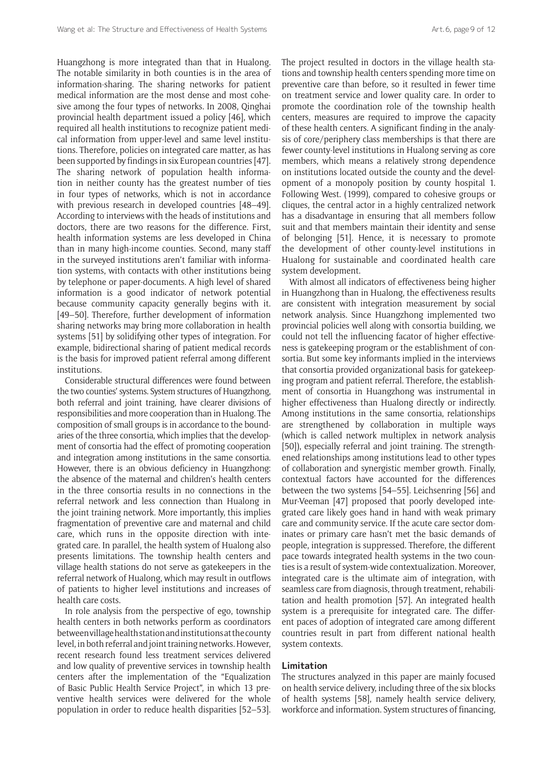Huangzhong is more integrated than that in Hualong. The notable similarity in both counties is in the area of information-sharing. The sharing networks for patient medical information are the most dense and most cohesive among the four types of networks. In 2008, Qinghai provincial health department issued a policy [46], which required all health institutions to recognize patient medical information from upper-level and same level institutions. Therefore, policies on integrated care matter, as has been supported by findings in six European countries [47]. The sharing network of population health information in neither county has the greatest number of ties in four types of networks, which is not in accordance with previous research in developed countries [48–49]. According to interviews with the heads of institutions and doctors, there are two reasons for the difference. First, health information systems are less developed in China than in many high-income counties. Second, many staff in the surveyed institutions aren't familiar with information systems, with contacts with other institutions being by telephone or paper-documents. A high level of shared information is a good indicator of network potential because community capacity generally begins with it. [49–50]. Therefore, further development of information sharing networks may bring more collaboration in health systems [51] by solidifying other types of integration. For example, bidirectional sharing of patient medical records is the basis for improved patient referral among different institutions.

Considerable structural differences were found between the two counties' systems. System structures of Huangzhong, both referral and joint training, have clearer divisions of responsibilities and more cooperation than in Hualong. The composition of small groups is in accordance to the boundaries of the three consortia, which implies that the development of consortia had the effect of promoting cooperation and integration among institutions in the same consortia. However, there is an obvious deficiency in Huangzhong: the absence of the maternal and children's health centers in the three consortia results in no connections in the referral network and less connection than Hualong in the joint training network. More importantly, this implies fragmentation of preventive care and maternal and child care, which runs in the opposite direction with integrated care. In parallel, the health system of Hualong also presents limitations. The township health centers and village health stations do not serve as gatekeepers in the referral network of Hualong, which may result in outflows of patients to higher level institutions and increases of health care costs.

In role analysis from the perspective of ego, township health centers in both networks perform as coordinators between village health station and institutions at the county level, in both referral and joint training networks. However, recent research found less treatment services delivered and low quality of preventive services in township health centers after the implementation of the "Equalization of Basic Public Health Service Project", in which 13 preventive health services were delivered for the whole population in order to reduce health disparities [52–53]. The project resulted in doctors in the village health stations and township health centers spending more time on preventive care than before, so it resulted in fewer time on treatment service and lower quality care. In order to promote the coordination role of the township health centers, measures are required to improve the capacity of these health centers. A significant finding in the analysis of core/periphery class memberships is that there are fewer county-level institutions in Hualong serving as core members, which means a relatively strong dependence on institutions located outside the county and the development of a monopoly position by county hospital 1. Following West. (1999), compared to cohesive groups or cliques, the central actor in a highly centralized network has a disadvantage in ensuring that all members follow suit and that members maintain their identity and sense of belonging [51]. Hence, it is necessary to promote the development of other county-level institutions in Hualong for sustainable and coordinated health care system development.

With almost all indicators of effectiveness being higher in Huangzhong than in Hualong, the effectiveness results are consistent with integration measurement by social network analysis. Since Huangzhong implemented two provincial policies well along with consortia building, we could not tell the influencing facator of higher effectiveness is gatekeeping program or the establishment of consortia. But some key informants implied in the interviews that consortia provided organizational basis for gatekeeping program and patient referral. Therefore, the establishment of consortia in Huangzhong was instrumental in higher effectiveness than Hualong directly or indirectly. Among institutions in the same consortia, relationships are strengthened by collaboration in multiple ways (which is called network multiplex in network analysis [50]), especially referral and joint training. The strengthened relationships among institutions lead to other types of collaboration and synergistic member growth. Finally, contextual factors have accounted for the differences between the two systems [54–55]. Leichsenring [56] and Mur-Veeman [47] proposed that poorly developed integrated care likely goes hand in hand with weak primary care and community service. If the acute care sector dominates or primary care hasn't met the basic demands of people, integration is suppressed. Therefore, the different pace towards integrated health systems in the two counties is a result of system-wide contextualization. Moreover, integrated care is the ultimate aim of integration, with seamless care from diagnosis, through treatment, rehabilitation and health promotion [57]. An integrated health system is a prerequisite for integrated care. The different paces of adoption of integrated care among different countries result in part from different national health system contexts.

## Limitation

The structures analyzed in this paper are mainly focused on health service delivery, including three of the six blocks of health systems [58], namely health service delivery, workforce and information. System structures of financing,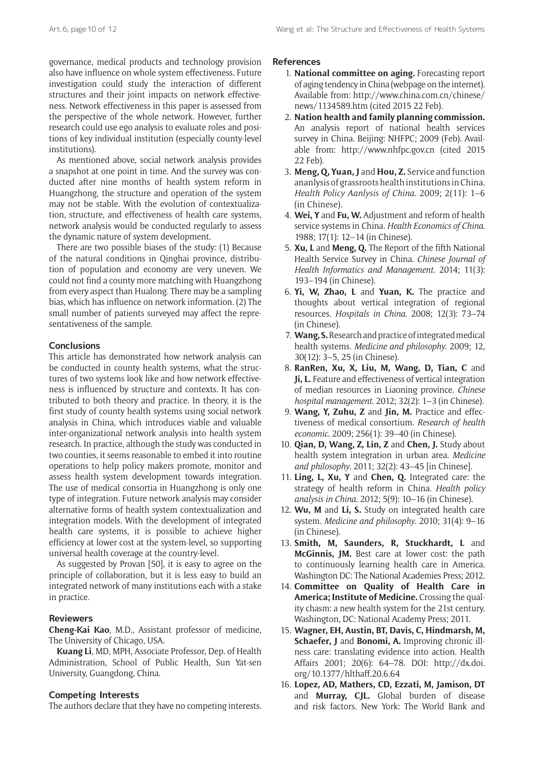governance, medical products and technology provision also have influence on whole system effectiveness. Future investigation could study the interaction of different structures and their joint impacts on network effectiveness. Network effectiveness in this paper is assessed from the perspective of the whole network. However, further research could use ego analysis to evaluate roles and positions of key individual institution (especially county-level institutions).

As mentioned above, social network analysis provides a snapshot at one point in time. And the survey was conducted after nine months of health system reform in Huangzhong, the structure and operation of the system may not be stable. With the evolution of contextualization, structure, and effectiveness of health care systems, network analysis would be conducted regularly to assess the dynamic nature of system development.

There are two possible biases of the study: (1) Because of the natural conditions in Qinghai province, distribution of population and economy are very uneven. We could not find a county more matching with Huangzhong from every aspect than Hualong. There may be a sampling bias, which has influence on network information. (2) The small number of patients surveyed may affect the representativeness of the sample.

## Conclusions

This article has demonstrated how network analysis can be conducted in county health systems, what the structures of two systems look like and how network effectiveness is influenced by structure and contexts. It has contributed to both theory and practice. In theory, it is the first study of county health systems using social network analysis in China, which introduces viable and valuable inter-organizational network analysis into health system research. In practice, although the study was conducted in two counties, it seems reasonable to embed it into routine operations to help policy makers promote, monitor and assess health system development towards integration. The use of medical consortia in Huangzhong is only one type of integration. Future network analysis may consider alternative forms of health system contextualization and integration models. With the development of integrated health care systems, it is possible to achieve higher efficiency at lower cost at the system-level, so supporting universal health coverage at the country-level.

As suggested by Provan [50], it is easy to agree on the principle of collaboration, but it is less easy to build an integrated network of many institutions each with a stake in practice.

## Reviewers

**Cheng-Kai Kao**, M.D., Assistant professor of medicine, The University of Chicago, USA.

**Kuang Li**, MD, MPH, Associate Professor, Dep. of Health Administration, School of Public Health, Sun Yat-sen University, Guangdong, China.

## Competing Interests

The authors declare that they have no competing interests.

## References

1. **National committee on aging.** Forecasting report of aging tendency in China (webpage on the internet). Available from: http://www.china.com.cn/chinese/news/1134589.htm (cited 2015 22 Feb).
2. **Nation health and family planning commission.** An analysis report of national health services survey in China. Beijing: NHFPC; 2009 (Feb). Available from: http://www.nhfpc.gov.cn (cited 2015 22 Feb).
3. **Meng, Q, Yuan, J** and **Hou, Z.** Service and function ananlysis of grassroots health institutions in China. *Health Policy Aanlysis of China*. 2009; 2(11): 1–6 (in Chinese).
4. **Wei, Y** and **Fu, W.** Adjustment and reform of health service systems in China. *Health Economics of China*. 1988; 17(1): 12–14 (in Chinese).
5. **Xu, L** and **Meng, Q.** The Report of the fifth National Health Service Survey in China. *Chinese Journal of Health Informatics and Management*. 2014; 11(3): 193–194 (in Chinese).
6. **Yi, W, Zhao, L** and **Yuan, K.** The practice and thoughts about vertical integration of regional resources. *Hospitals in China*. 2008; 12(3): 73–74 (in Chinese).
7. **Wang, S.** Research and practice of integrated medical health systems. *Medicine and philosophy*. 2009; 12, 30(12): 3–5, 25 (in Chinese).
8. **RanRen, Xu, X, Liu, M, Wang, D, Tian, C** and **Ji, L.** Feature and effectiveness of vertical integration of median resources in Liaoning province. *Chinese hospital management*. 2012; 32(2): 1–3 (in Chinese).
9. **Wang, Y, Zuhu, Z** and **Jin, M.** Practice and effectiveness of medical consortium. *Research of health economic*. 2009; 256(1): 39–40 (in Chinese).
10. **Qian, D, Wang, Z, Lin, Z** and **Chen, J.** Study about health system integration in urban area. *Medicine and philosophy*. 2011; 32(2): 43–45 [in Chinese].
11. **Ling, L, Xu, Y** and **Chen, Q.** Integrated care: the strategy of health reform in China. *Health policy analysis in China*. 2012; 5(9): 10–16 (in Chinese).
12. **Wu, M** and **Li, S.** Study on integrated health care system. *Medicine and philosophy*. 2010; 31(4): 9–16 (in Chinese).
13. **Smith, M, Saunders, R, Stuckhardt, L** and **McGinnis, JM.** Best care at lower cost: the path to continuously learning health care in America. Washington DC: The National Academies Press; 2012.
14. **Committee on Quality of Health Care in America; Institute of Medicine.** Crossing the quality chasm: a new health system for the 21st century. Washington, DC: National Academy Press; 2011.
15. **Wagner, EH, Austin, BT, Davis, C, Hindmarsh, M, Schaefer, J** and **Bonomi, A.** Improving chronic illness care: translating evidence into action. Health Affairs 2001; 20(6): 64–78. DOI: http://dx.doi.org/10.1377/hlthaff.20.6.64
16. **Lopez, AD, Mathers, CD, Ezzati, M, Jamison, DT** and **Murray, CJL.** Global burden of disease and risk factors. New York: The World Bank and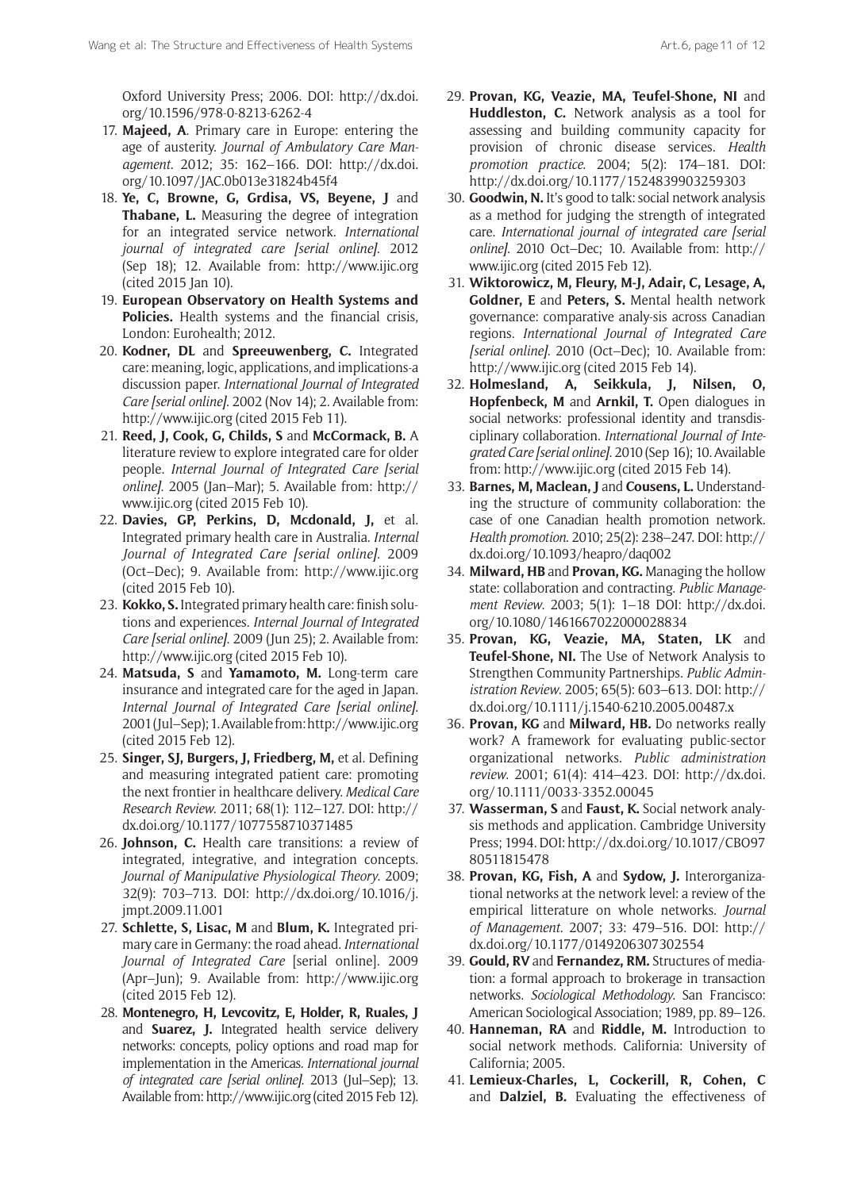Oxford University Press; 2006. DOI: http://dx.doi.org/10.1596/978-0-8213-6262-4

17. **Majeed, A**. Primary care in Europe: entering the age of austerity. *Journal of Ambulatory Care Management*. 2012; 35: 162–166. DOI: http://dx.doi.org/10.1097/JAC.0b013e31824b45f4
18. **Ye, C, Browne, G, Grdisa, VS, Beyene, J** and **Thabane, L.** Measuring the degree of integration for an integrated service network. *International journal of integrated care [serial online]*. 2012 (Sep 18); 12. Available from: http://www.ijic.org (cited 2015 Jan 10).
19. **European Observatory on Health Systems and Policies.** Health systems and the financial crisis, London: Eurohealth; 2012.
20. **Kodner, DL** and **Spreeuwenberg, C.** Integrated care: meaning, logic, applications, and implications-a discussion paper. *International Journal of Integrated Care [serial online]*. 2002 (Nov 14); 2. Available from: http://www.ijic.org (cited 2015 Feb 11).
21. **Reed, J, Cook, G, Childs, S** and **McCormack, B.** A literature review to explore integrated care for older people. *Internal Journal of Integrated Care [serial online]*. 2005 (Jan–Mar); 5. Available from: http://www.ijic.org (cited 2015 Feb 10).
22. **Davies, GP, Perkins, D, Mcdonald, J,** et al. Integrated primary health care in Australia. *Internal Journal of Integrated Care [serial online]*. 2009 (Oct–Dec); 9. Available from: http://www.ijic.org (cited 2015 Feb 10).
23. **Kokko, S.** Integrated primary health care: finish solutions and experiences. *Internal Journal of Integrated Care [serial online]*. 2009 (Jun 25); 2. Available from: http://www.ijic.org (cited 2015 Feb 10).
24. **Matsuda, S** and **Yamamoto, M.** Long-term care insurance and integrated care for the aged in Japan. *Internal Journal of Integrated Care [serial online]*. 2001 (Jul–Sep); 1. Available from: http://www.ijic.org (cited 2015 Feb 12).
25. **Singer, SJ, Burgers, J, Friedberg, M,** et al. Defining and measuring integrated patient care: promoting the next frontier in healthcare delivery. *Medical Care Research Review*. 2011; 68(1): 112–127. DOI: http://dx.doi.org/10.1177/1077558710371485
26. **Johnson, C.** Health care transitions: a review of integrated, integrative, and integration concepts. *Journal of Manipulative Physiological Theory*. 2009; 32(9): 703–713. DOI: http://dx.doi.org/10.1016/j.jmpt.2009.11.001
27. **Schlette, S, Lisac, M** and **Blum, K.** Integrated primary care in Germany: the road ahead. *International Journal of Integrated Care* [serial online]. 2009 (Apr–Jun); 9. Available from: http://www.ijic.org (cited 2015 Feb 12).
28. **Montenegro, H, Levcovitz, E, Holder, R, Ruales, J** and **Suarez, J.** Integrated health service delivery networks: concepts, policy options and road map for implementation in the Americas. *International journal of integrated care [serial online]*. 2013 (Jul–Sep); 13. Available from: http://www.ijic.org (cited 2015 Feb 12).
29. **Provan, KG, Veazie, MA, Teufel-Shone, NI** and **Huddleston, C.** Network analysis as a tool for assessing and building community capacity for provision of chronic disease services. *Health promotion practice*. 2004; 5(2): 174–181. DOI: http://dx.doi.org/10.1177/1524839903259303
30. **Goodwin, N.** It's good to talk: social network analysis as a method for judging the strength of integrated care. *International journal of integrated care [serial online]*. 2010 Oct–Dec; 10. Available from: http://www.ijic.org (cited 2015 Feb 12).
31. **Wiktorowicz, M, Fleury, M-J, Adair, C, Lesage, A, Goldner, E** and **Peters, S.** Mental health network governance: comparative analy-sis across Canadian regions. *International Journal of Integrated Care [serial online]*. 2010 (Oct–Dec); 10. Available from: http://www.ijic.org (cited 2015 Feb 14).
32. **Holmesland, A, Seikkula, J, Nilsen, O, Hopfenbeck, M** and **Arnkil, T.** Open dialogues in social networks: professional identity and transdisciplinary collaboration. *International Journal of Integrated Care [serial online]*. 2010 (Sep 16); 10. Available from: http://www.ijic.org (cited 2015 Feb 14).
33. **Barnes, M, Maclean, J** and **Cousens, L.** Understanding the structure of community collaboration: the case of one Canadian health promotion network. *Health promotion*. 2010; 25(2): 238–247. DOI: http://dx.doi.org/10.1093/heapro/daq002
34. **Milward, HB** and **Provan, KG.** Managing the hollow state: collaboration and contracting. *Public Management Review*. 2003; 5(1): 1–18 DOI: http://dx.doi.org/10.1080/1461667022000028834
35. **Provan, KG, Veazie, MA, Staten, LK** and **Teufel-Shone, NI.** The Use of Network Analysis to Strengthen Community Partnerships. *Public Administration Review*. 2005; 65(5): 603–613. DOI: http://dx.doi.org/10.1111/j.1540-6210.2005.00487.x
36. **Provan, KG** and **Milward, HB.** Do networks really work? A framework for evaluating public-sector organizational networks. *Public administration review*. 2001; 61(4): 414–423. DOI: http://dx.doi.org/10.1111/0033-3352.00045
37. **Wasserman, S** and **Faust, K.** Social network analysis methods and application. Cambridge University Press; 1994. DOI: http://dx.doi.org/10.1017/CBO9780511815478
38. **Provan, KG, Fish, A** and **Sydow, J.** Interorganizational networks at the network level: a review of the empirical litterature on whole networks. *Journal of Management*. 2007; 33: 479–516. DOI: http://dx.doi.org/10.1177/0149206307302554
39. **Gould, RV** and **Fernandez, RM.** Structures of mediation: a formal approach to brokerage in transaction networks. *Sociological Methodology*. San Francisco: American Sociological Association; 1989, pp. 89–126.
40. **Hanneman, RA** and **Riddle, M.** Introduction to social network methods. California: University of California; 2005.
41. **Lemieux-Charles, L, Cockerill, R, Cohen, C** and **Dalziel, B.** Evaluating the effectiveness of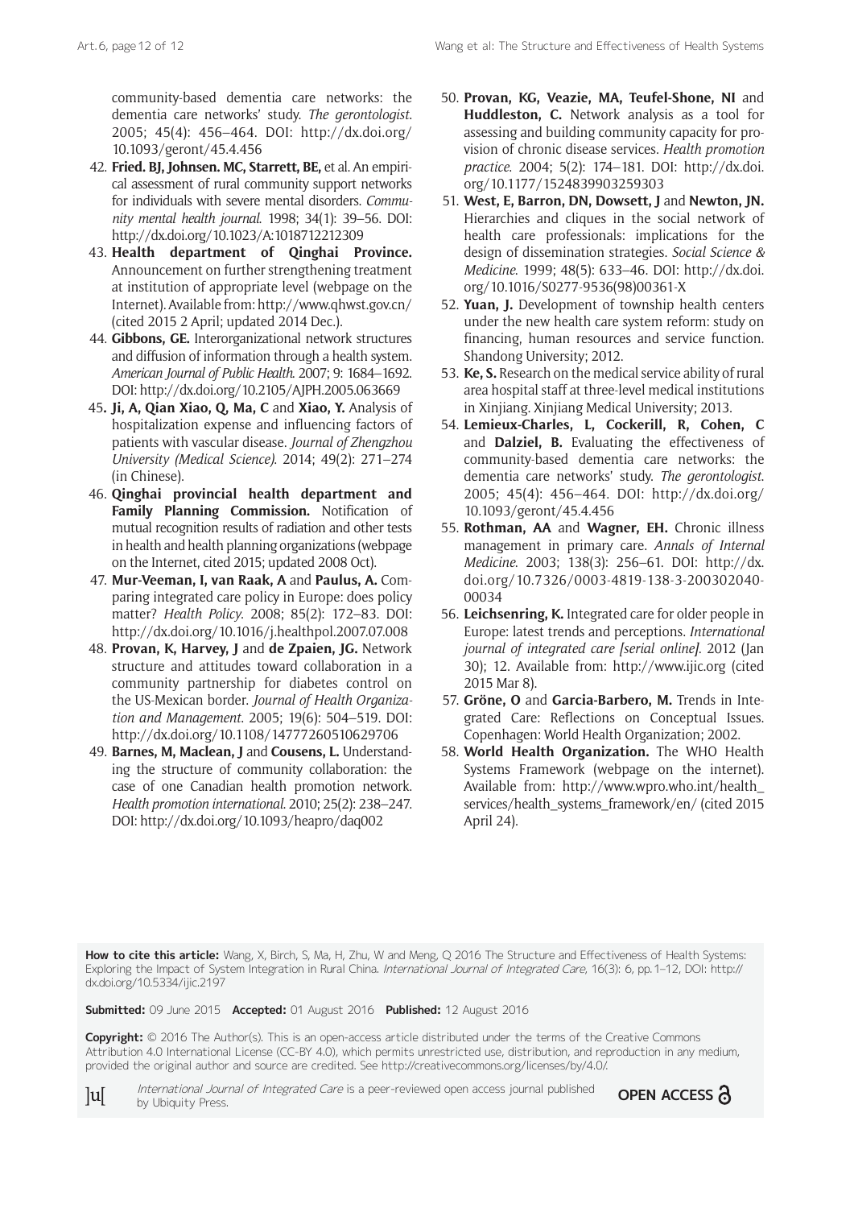community-based dementia care networks: the dementia care networks' study. *The gerontologist*. 2005; 45(4): 456–464. DOI: http://dx.doi.org/10.1093/geront/45.4.456

42. **Fried. BJ, Johnsen. MC, Starrett, BE,** et al. An empirical assessment of rural community support networks for individuals with severe mental disorders. *Community mental health journal*. 1998; 34(1): 39–56. DOI: http://dx.doi.org/10.1023/A:1018712212309
43. **Health department of Qinghai Province.** Announcement on further strengthening treatment at institution of appropriate level (webpage on the Internet). Available from: http://www.qhwst.gov.cn/ (cited 2015 2 April; updated 2014 Dec.).
44. **Gibbons, GE.** Interorganizational network structures and diffusion of information through a health system. *American Journal of Public Health*. 2007; 9: 1684–1692. DOI: http://dx.doi.org/10.2105/AJPH.2005.063669
45. **Ji, A, Qian Xiao, Q, Ma, C** and **Xiao, Y.** Analysis of hospitalization expense and influencing factors of patients with vascular disease. *Journal of Zhengzhou University (Medical Science)*. 2014; 49(2): 271–274 (in Chinese).
46. **Qinghai provincial health department and Family Planning Commission.** Notification of mutual recognition results of radiation and other tests in health and health planning organizations (webpage on the Internet, cited 2015; updated 2008 Oct).
47. **Mur-Veeman, I, van Raak, A** and **Paulus, A.** Comparing integrated care policy in Europe: does policy matter? *Health Policy*. 2008; 85(2): 172–83. DOI: http://dx.doi.org/10.1016/j.healthpol.2007.07.008
48. **Provan, K, Harvey, J** and **de Zpaien, JG.** Network structure and attitudes toward collaboration in a community partnership for diabetes control on the US-Mexican border. *Journal of Health Organization and Management*. 2005; 19(6): 504–519. DOI: http://dx.doi.org/10.1108/14777260510629706
49. **Barnes, M, Maclean, J** and **Cousens, L.** Understanding the structure of community collaboration: the case of one Canadian health promotion network. *Health promotion international*. 2010; 25(2): 238–247. DOI: http://dx.doi.org/10.1093/heapro/daq002
50. **Provan, KG, Veazie, MA, Teufel-Shone, NI** and **Huddleston, C.** Network analysis as a tool for assessing and building community capacity for provision of chronic disease services. *Health promotion practice*. 2004; 5(2): 174–181. DOI: http://dx.doi.org/10.1177/1524839903259303
51. **West, E, Barron, DN, Dowsett, J** and **Newton, JN.** Hierarchies and cliques in the social network of health care professionals: implications for the design of dissemination strategies. *Social Science & Medicine*. 1999; 48(5): 633–46. DOI: http://dx.doi.org/10.1016/S0277-9536(98)00361-X
52. **Yuan, J.** Development of township health centers under the new health care system reform: study on financing, human resources and service function. Shandong University; 2012.
53. **Ke, S.** Research on the medical service ability of rural area hospital staff at three-level medical institutions in Xinjiang. Xinjiang Medical University; 2013.
54. **Lemieux-Charles, L, Cockerill, R, Cohen, C** and **Dalziel, B.** Evaluating the effectiveness of community-based dementia care networks: the dementia care networks' study. *The gerontologist*. 2005; 45(4): 456–464. DOI: http://dx.doi.org/10.1093/geront/45.4.456
55. **Rothman, AA** and **Wagner, EH.** Chronic illness management in primary care. *Annals of Internal Medicine*. 2003; 138(3): 256–61. DOI: http://dx.doi.org/10.7326/0003-4819-138-3-200302040-00034
56. **Leichsenring, K.** Integrated care for older people in Europe: latest trends and perceptions. *International journal of integrated care [serial online]*. 2012 (Jan 30); 12. Available from: http://www.ijic.org (cited 2015 Mar 8).
57. **Gröne, O** and **Garcia-Barbero, M.** Trends in Integrated Care: Reflections on Conceptual Issues. Copenhagen: World Health Organization; 2002.
58. **World Health Organization.** The WHO Health Systems Framework (webpage on the internet). Available from: http://www.wpro.who.int/health_services/health_systems_framework/en/ (cited 2015 April 24).

**How to cite this article:** Wang, X, Birch, S, Ma, H, Zhu, W and Meng, Q 2016 The Structure and Effectiveness of Health Systems: Exploring the Impact of System Integration in Rural China. *International Journal of Integrated Care*, 16(3): 6, pp. 1–12, DOI: http://dx.doi.org/10.5334/ijic.2197

**Submitted:** 09 June 2015 **Accepted:** 01 August 2016 **Published:** 12 August 2016

**Copyright:** © 2016 The Author(s). This is an open-access article distributed under the terms of the Creative Commons Attribution 4.0 International License (CC-BY 4.0), which permits unrestricted use, distribution, and reproduction in any medium, provided the original author and source are credited. See http://creativecommons.org/licenses/by/4.0/.

*International Journal of Integrated Care* is a peer-reviewed open access journal published by Ubiquity Press. **OPEN ACCESS**